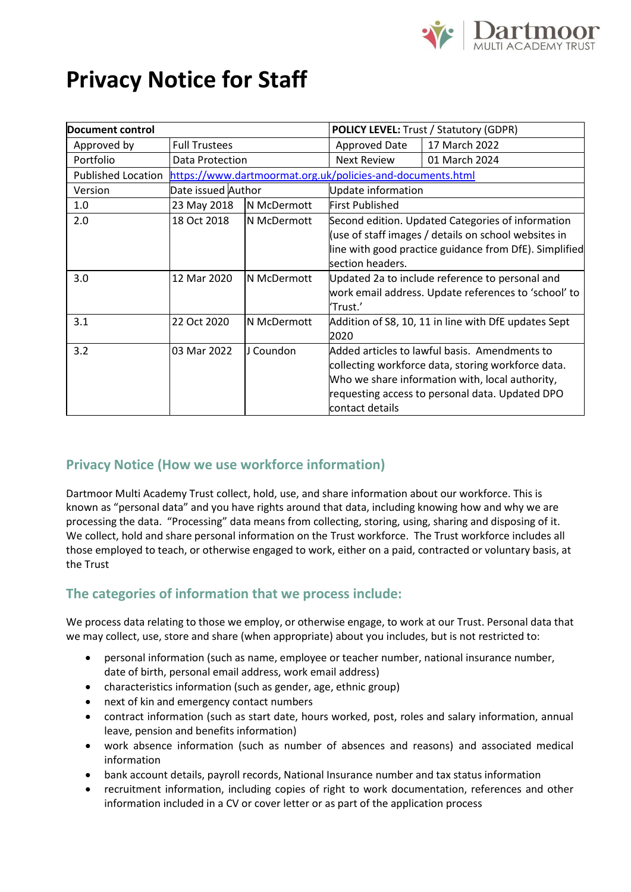# Privacy Notice for Staff

| Document control | | | POLICY LEVEL: Trust / Statutory (GDPR) | |
|---|---|---|---|---|
| Approved by | Full Trustees | | Approved Date | 17 March 2022 |
| Portfolio | Data Protection | | Next Review | 01 March 2024 |
| Published Location | https://www.dartmoormat.org.uk/policies-and-documents.html | | | |
| Version | Date issued | Author | Update information | |
| 1.0 | 23 May 2018 | N McDermott | First Published | |
| 2.0 | 18 Oct 2018 | N McDermott | Second edition. Updated Categories of information (use of staff images / details on school websites in line with good practice guidance from DfE). Simplified section headers. | |
| 3.0 | 12 Mar 2020 | N McDermott | Updated 2a to include reference to personal and work email address. Update references to 'school' to 'Trust.' | |
| 3.1 | 22 Oct 2020 | N McDermott | Addition of S8, 10, 11 in line with DfE updates Sept 2020 | |
| 3.2 | 03 Mar 2022 | J Coundon | Added articles to lawful basis. Amendments to collecting workforce data, storing workforce data. Who we share information with, local authority, requesting access to personal data. Updated DPO contact details | |

## Privacy Notice (How we use workforce information)

Dartmoor Multi Academy Trust collect, hold, use, and share information about our workforce. This is known as "personal data" and you have rights around that data, including knowing how and why we are processing the data. "Processing" data means from collecting, storing, using, sharing and disposing of it. We collect, hold and share personal information on the Trust workforce. The Trust workforce includes all those employed to teach, or otherwise engaged to work, either on a paid, contracted or voluntary basis, at the Trust

## The categories of information that we process include:

We process data relating to those we employ, or otherwise engage, to work at our Trust. Personal data that we may collect, use, store and share (when appropriate) about you includes, but is not restricted to:

- personal information (such as name, employee or teacher number, national insurance number, date of birth, personal email address, work email address)
- characteristics information (such as gender, age, ethnic group)
- next of kin and emergency contact numbers
- contract information (such as start date, hours worked, post, roles and salary information, annual leave, pension and benefits information)
- work absence information (such as number of absences and reasons) and associated medical information
- bank account details, payroll records, National Insurance number and tax status information
- recruitment information, including copies of right to work documentation, references and other information included in a CV or cover letter or as part of the application process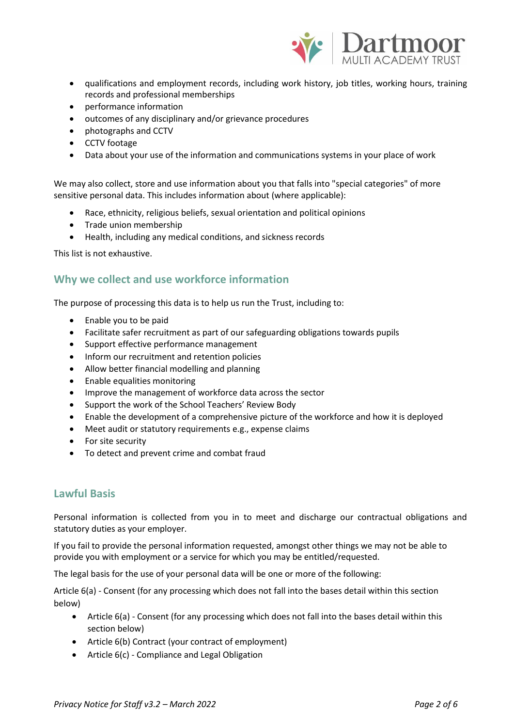- qualifications and employment records, including work history, job titles, working hours, training records and professional memberships
- performance information
- outcomes of any disciplinary and/or grievance procedures
- photographs and CCTV
- CCTV footage
- Data about your use of the information and communications systems in your place of work

We may also collect, store and use information about you that falls into "special categories" of more sensitive personal data. This includes information about (where applicable):

- Race, ethnicity, religious beliefs, sexual orientation and political opinions
- Trade union membership
- Health, including any medical conditions, and sickness records

This list is not exhaustive.

## Why we collect and use workforce information

The purpose of processing this data is to help us run the Trust, including to:

- Enable you to be paid
- Facilitate safer recruitment as part of our safeguarding obligations towards pupils
- Support effective performance management
- Inform our recruitment and retention policies
- Allow better financial modelling and planning
- Enable equalities monitoring
- Improve the management of workforce data across the sector
- Support the work of the School Teachers' Review Body
- Enable the development of a comprehensive picture of the workforce and how it is deployed
- Meet audit or statutory requirements e.g., expense claims
- For site security
- To detect and prevent crime and combat fraud

## Lawful Basis

Personal information is collected from you in to meet and discharge our contractual obligations and statutory duties as your employer.

If you fail to provide the personal information requested, amongst other things we may not be able to provide you with employment or a service for which you may be entitled/requested.

The legal basis for the use of your personal data will be one or more of the following:

Article 6(a) - Consent (for any processing which does not fall into the bases detail within this section below)

- Article 6(a) - Consent (for any processing which does not fall into the bases detail within this section below)
- Article 6(b) Contract (your contract of employment)
- Article 6(c) - Compliance and Legal Obligation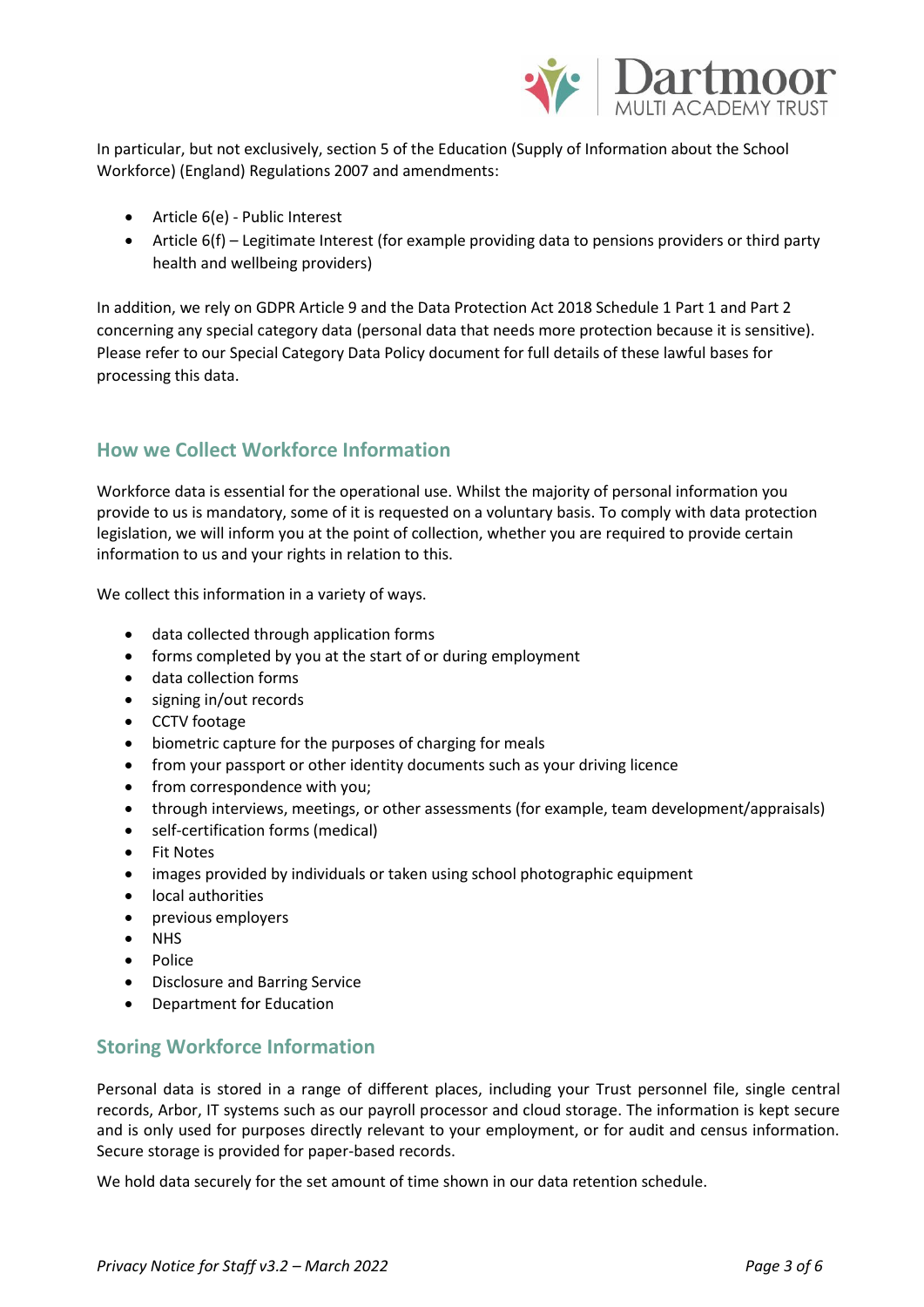In particular, but not exclusively, section 5 of the Education (Supply of Information about the School Workforce) (England) Regulations 2007 and amendments:

- Article 6(e) - Public Interest
- Article 6(f) – Legitimate Interest (for example providing data to pensions providers or third party health and wellbeing providers)

In addition, we rely on GDPR Article 9 and the Data Protection Act 2018 Schedule 1 Part 1 and Part 2 concerning any special category data (personal data that needs more protection because it is sensitive). Please refer to our Special Category Data Policy document for full details of these lawful bases for processing this data.

## How we Collect Workforce Information

Workforce data is essential for the operational use. Whilst the majority of personal information you provide to us is mandatory, some of it is requested on a voluntary basis. To comply with data protection legislation, we will inform you at the point of collection, whether you are required to provide certain information to us and your rights in relation to this.

We collect this information in a variety of ways.

- data collected through application forms
- forms completed by you at the start of or during employment
- data collection forms
- signing in/out records
- CCTV footage
- biometric capture for the purposes of charging for meals
- from your passport or other identity documents such as your driving licence
- from correspondence with you;
- through interviews, meetings, or other assessments (for example, team development/appraisals)
- self-certification forms (medical)
- Fit Notes
- images provided by individuals or taken using school photographic equipment
- local authorities
- previous employers
- NHS
- Police
- Disclosure and Barring Service
- Department for Education

## Storing Workforce Information

Personal data is stored in a range of different places, including your Trust personnel file, single central records, Arbor, IT systems such as our payroll processor and cloud storage. The information is kept secure and is only used for purposes directly relevant to your employment, or for audit and census information. Secure storage is provided for paper-based records.

We hold data securely for the set amount of time shown in our data retention schedule.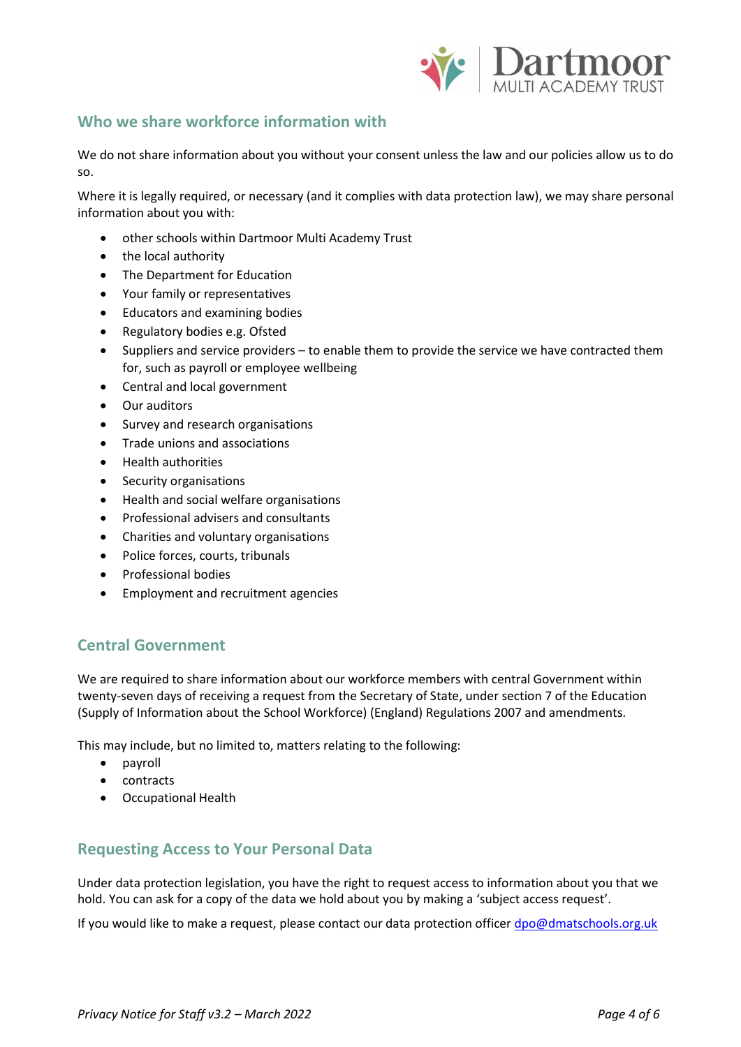## Who we share workforce information with

We do not share information about you without your consent unless the law and our policies allow us to do so.

Where it is legally required, or necessary (and it complies with data protection law), we may share personal information about you with:

- other schools within Dartmoor Multi Academy Trust
- the local authority
- The Department for Education
- Your family or representatives
- Educators and examining bodies
- Regulatory bodies e.g. Ofsted
- Suppliers and service providers – to enable them to provide the service we have contracted them for, such as payroll or employee wellbeing
- Central and local government
- Our auditors
- Survey and research organisations
- Trade unions and associations
- Health authorities
- Security organisations
- Health and social welfare organisations
- Professional advisers and consultants
- Charities and voluntary organisations
- Police forces, courts, tribunals
- Professional bodies
- Employment and recruitment agencies

## Central Government

We are required to share information about our workforce members with central Government within twenty-seven days of receiving a request from the Secretary of State, under section 7 of the Education (Supply of Information about the School Workforce) (England) Regulations 2007 and amendments.

This may include, but no limited to, matters relating to the following:

- payroll
- contracts
- Occupational Health

## Requesting Access to Your Personal Data

Under data protection legislation, you have the right to request access to information about you that we hold. You can ask for a copy of the data we hold about you by making a 'subject access request'.

If you would like to make a request, please contact our data protection officer [dpo@dmatschools.org.uk](mailto:dpo@dmatschools.org.uk)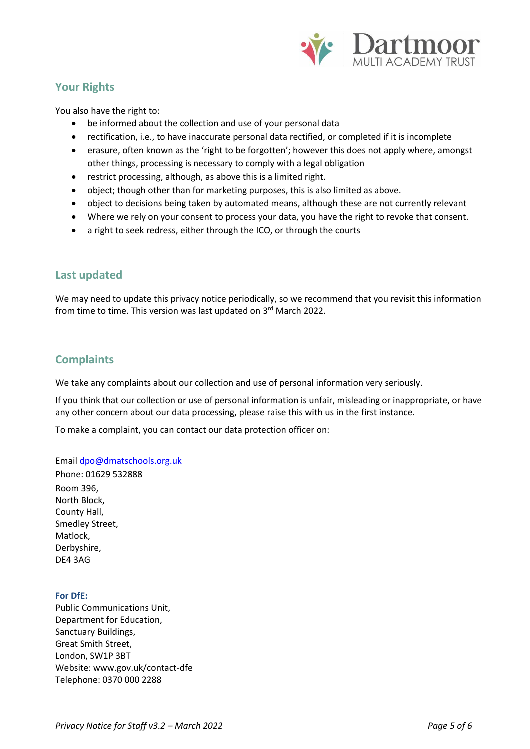## Your Rights

You also have the right to:

- be informed about the collection and use of your personal data
- rectification, i.e., to have inaccurate personal data rectified, or completed if it is incomplete
- erasure, often known as the 'right to be forgotten'; however this does not apply where, amongst other things, processing is necessary to comply with a legal obligation
- restrict processing, although, as above this is a limited right.
- object; though other than for marketing purposes, this is also limited as above.
- object to decisions being taken by automated means, although these are not currently relevant
- Where we rely on your consent to process your data, you have the right to revoke that consent.
- a right to seek redress, either through the ICO, or through the courts

## Last updated

We may need to update this privacy notice periodically, so we recommend that you revisit this information from time to time. This version was last updated on 3rd March 2022.

## Complaints

We take any complaints about our collection and use of personal information very seriously.

If you think that our collection or use of personal information is unfair, misleading or inappropriate, or have any other concern about our data processing, please raise this with us in the first instance.

To make a complaint, you can contact our data protection officer on:

Email dpo@dmatschools.org.uk
Phone: 01629 532888
Room 396,
North Block,
County Hall,
Smedley Street,
Matlock,
Derbyshire,
DE4 3AG

**For DfE:**
Public Communications Unit,
Department for Education,
Sanctuary Buildings,
Great Smith Street,
London, SW1P 3BT
Website: www.gov.uk/contact-dfe
Telephone: 0370 000 2288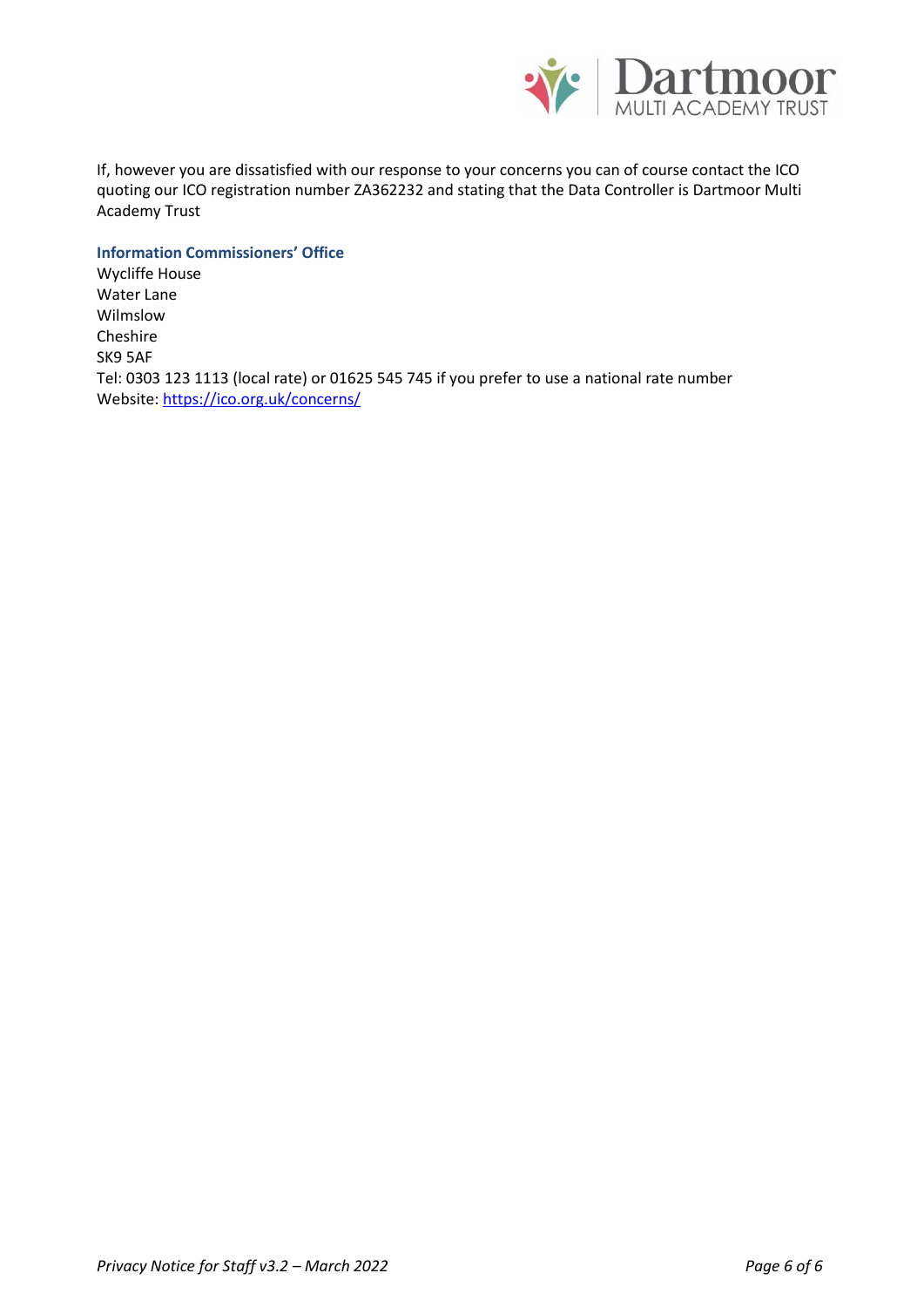If, however you are dissatisfied with our response to your concerns you can of course contact the ICO quoting our ICO registration number ZA362232 and stating that the Data Controller is Dartmoor Multi Academy Trust

**Information Commissioners' Office**

Wycliffe House
Water Lane
Wilmslow
Cheshire
SK9 5AF
Tel: 0303 123 1113 (local rate) or 01625 545 745 if you prefer to use a national rate number
Website: https://ico.org.uk/concerns/